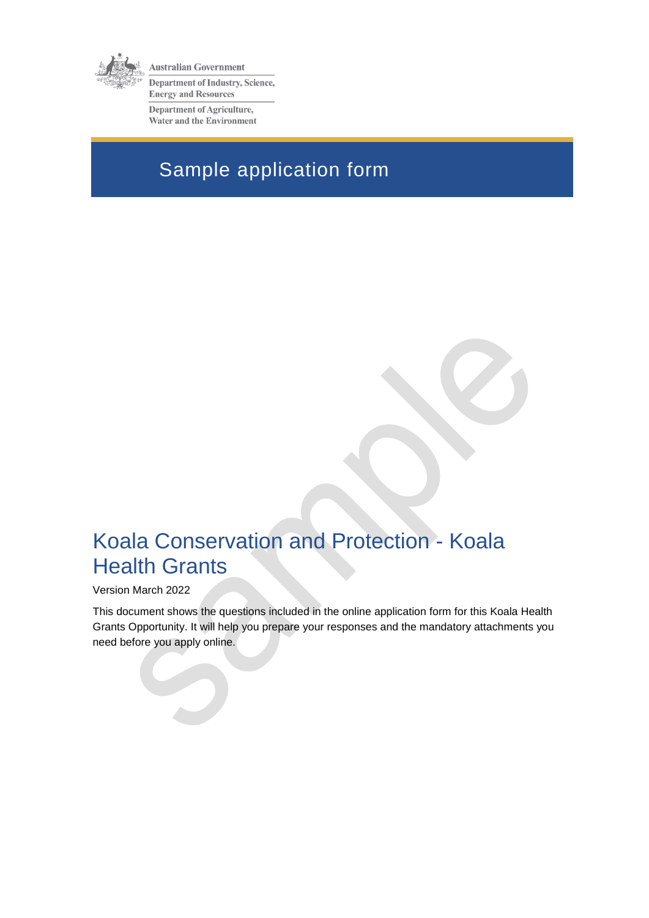Australian Government

Department of Industry, Science, Energy and Resources

Department of Agriculture, Water and the Environment

# Sample application form

# Koala Conservation and Protection - Koala Health Grants

Version March 2022

This document shows the questions included in the online application form for this Koala Health Grants Opportunity. It will help you prepare your responses and the mandatory attachments you need before you apply online.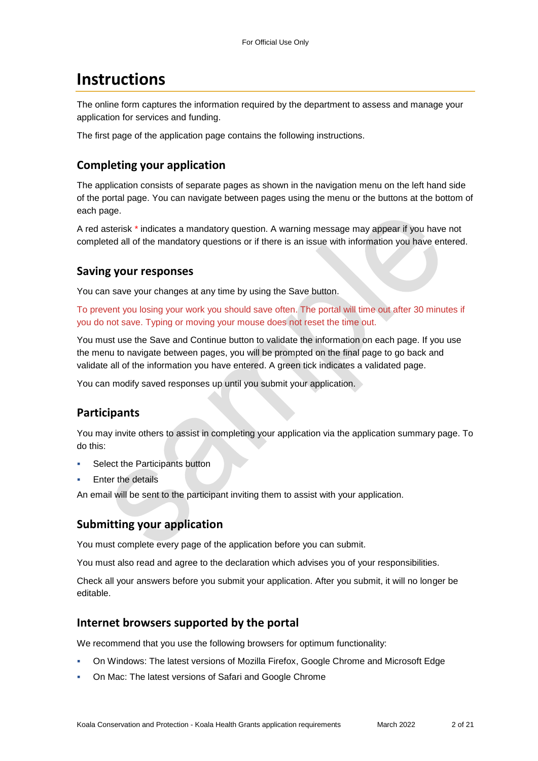# Instructions

The online form captures the information required by the department to assess and manage your application for services and funding.

The first page of the application page contains the following instructions.

## Completing your application

The application consists of separate pages as shown in the navigation menu on the left hand side of the portal page. You can navigate between pages using the menu or the buttons at the bottom of each page.

A red asterisk * indicates a mandatory question. A warning message may appear if you have not completed all of the mandatory questions or if there is an issue with information you have entered.

## Saving your responses

You can save your changes at any time by using the Save button.

To prevent you losing your work you should save often. The portal will time out after 30 minutes if you do not save. Typing or moving your mouse does not reset the time out.

You must use the Save and Continue button to validate the information on each page. If you use the menu to navigate between pages, you will be prompted on the final page to go back and validate all of the information you have entered. A green tick indicates a validated page.

You can modify saved responses up until you submit your application.

## Participants

You may invite others to assist in completing your application via the application summary page. To do this:

- Select the Participants button
- Enter the details

An email will be sent to the participant inviting them to assist with your application.

## Submitting your application

You must complete every page of the application before you can submit.

You must also read and agree to the declaration which advises you of your responsibilities.

Check all your answers before you submit your application. After you submit, it will no longer be editable.

## Internet browsers supported by the portal

We recommend that you use the following browsers for optimum functionality:

- On Windows: The latest versions of Mozilla Firefox, Google Chrome and Microsoft Edge
- On Mac: The latest versions of Safari and Google Chrome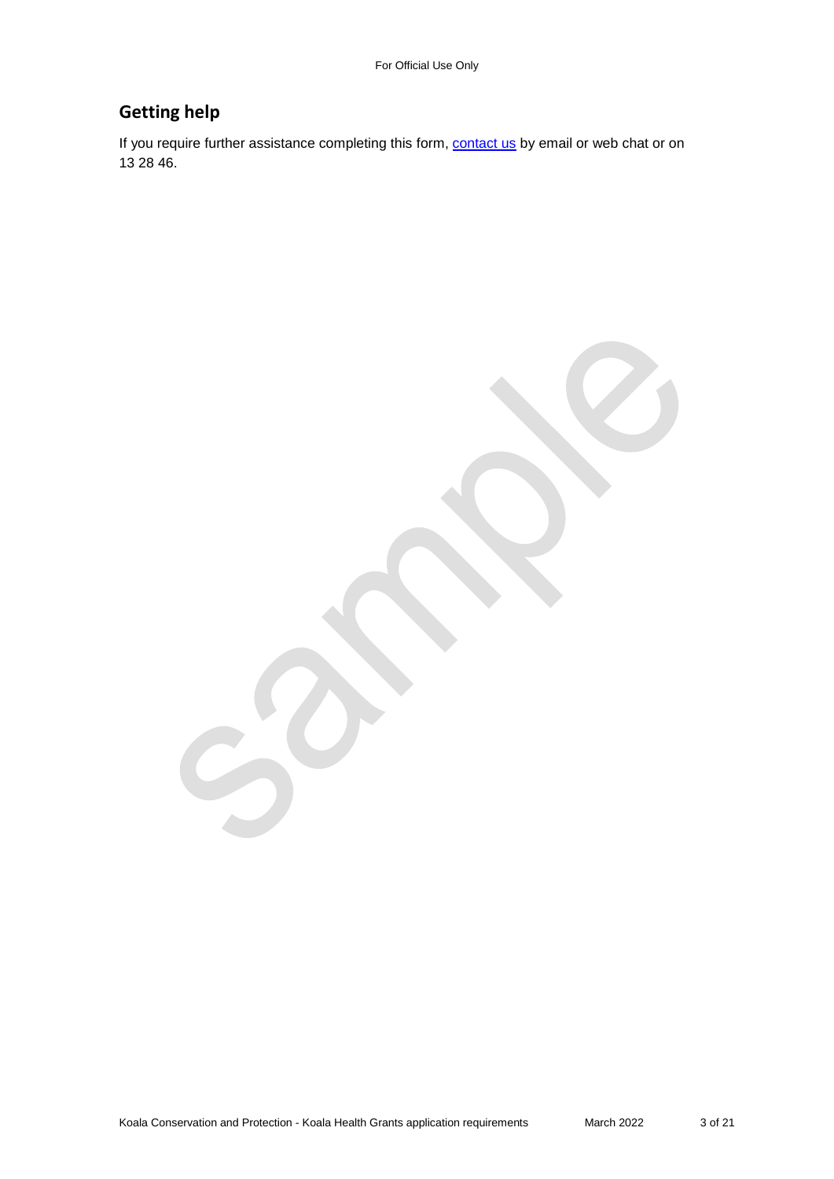## Getting help

If you require further assistance completing this form, [contact us] by email or web chat or on 13 28 46.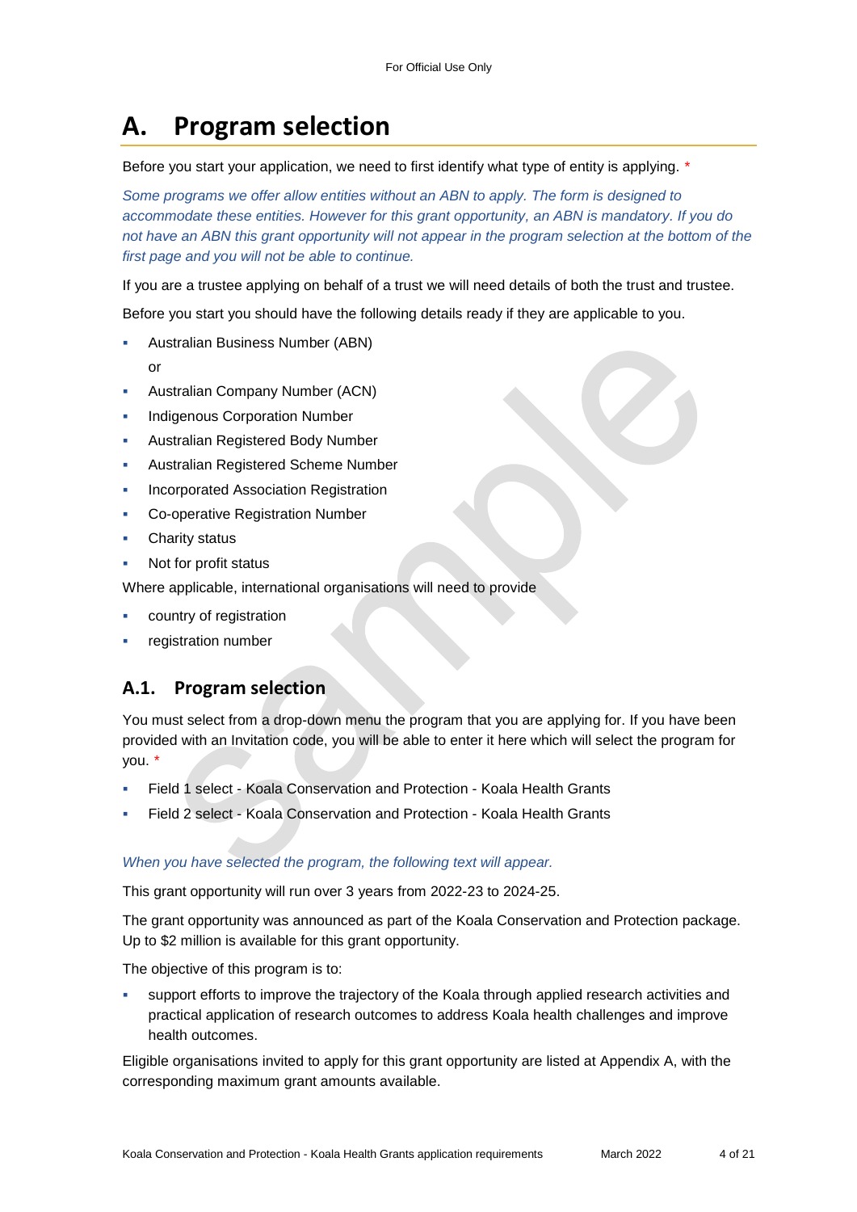# A. Program selection

Before you start your application, we need to first identify what type of entity is applying. *

*Some programs we offer allow entities without an ABN to apply. The form is designed to accommodate these entities. However for this grant opportunity, an ABN is mandatory. If you do not have an ABN this grant opportunity will not appear in the program selection at the bottom of the first page and you will not be able to continue.*

If you are a trustee applying on behalf of a trust we will need details of both the trust and trustee.

Before you start you should have the following details ready if they are applicable to you.

- Australian Business Number (ABN)
  or
- Australian Company Number (ACN)
- Indigenous Corporation Number
- Australian Registered Body Number
- Australian Registered Scheme Number
- Incorporated Association Registration
- Co-operative Registration Number
- Charity status
- Not for profit status

Where applicable, international organisations will need to provide

- country of registration
- registration number

## A.1. Program selection

You must select from a drop-down menu the program that you are applying for. If you have been provided with an Invitation code, you will be able to enter it here which will select the program for you. *

- Field 1 select - Koala Conservation and Protection - Koala Health Grants
- Field 2 select - Koala Conservation and Protection - Koala Health Grants

*When you have selected the program, the following text will appear.*

This grant opportunity will run over 3 years from 2022-23 to 2024-25.

The grant opportunity was announced as part of the Koala Conservation and Protection package. Up to $2 million is available for this grant opportunity.

The objective of this program is to:

- support efforts to improve the trajectory of the Koala through applied research activities and practical application of research outcomes to address Koala health challenges and improve health outcomes.

Eligible organisations invited to apply for this grant opportunity are listed at Appendix A, with the corresponding maximum grant amounts available.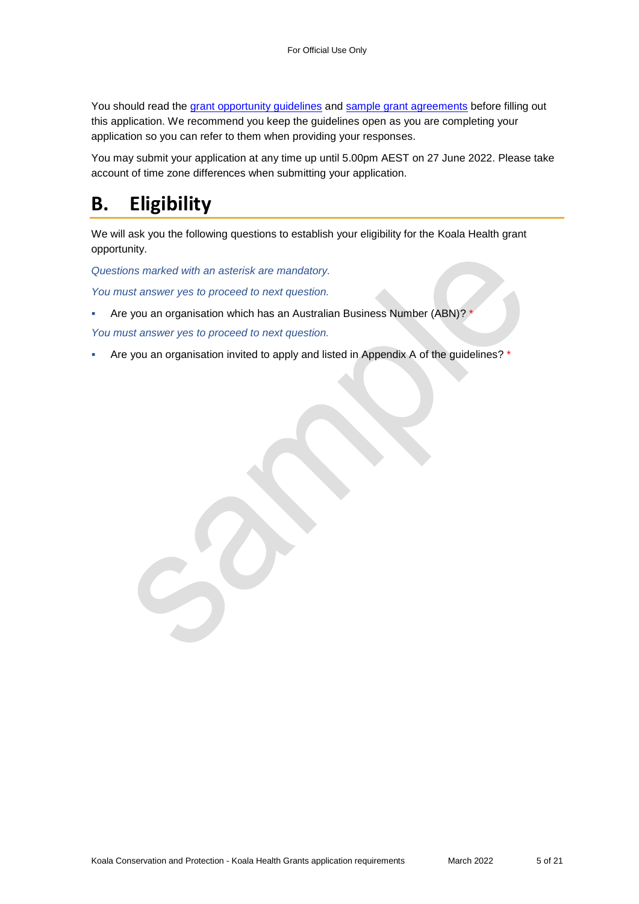You should read the [grant opportunity guidelines]() and [sample grant agreements]() before filling out this application. We recommend you keep the guidelines open as you are completing your application so you can refer to them when providing your responses.

You may submit your application at any time up until 5.00pm AEST on 27 June 2022. Please take account of time zone differences when submitting your application.

# B. Eligibility

We will ask you the following questions to establish your eligibility for the Koala Health grant opportunity.

*Questions marked with an asterisk are mandatory.*

*You must answer yes to proceed to next question.*

- Are you an organisation which has an Australian Business Number (ABN)? *

*You must answer yes to proceed to next question.*

- Are you an organisation invited to apply and listed in Appendix A of the guidelines? *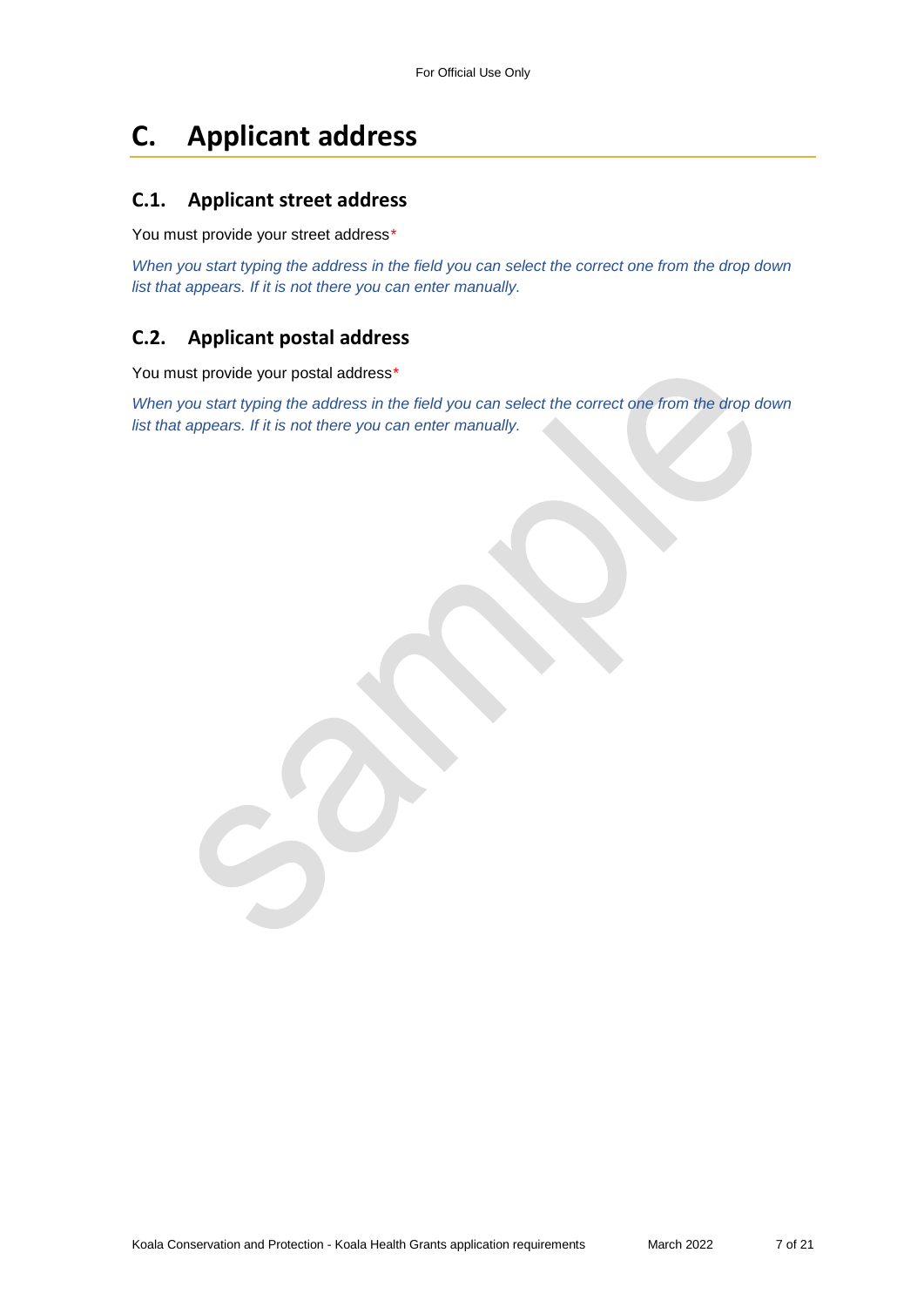# C. Applicant address

## C.1. Applicant street address

You must provide your street address*

*When you start typing the address in the field you can select the correct one from the drop down list that appears. If it is not there you can enter manually.*

## C.2. Applicant postal address

You must provide your postal address*

*When you start typing the address in the field you can select the correct one from the drop down list that appears. If it is not there you can enter manually.*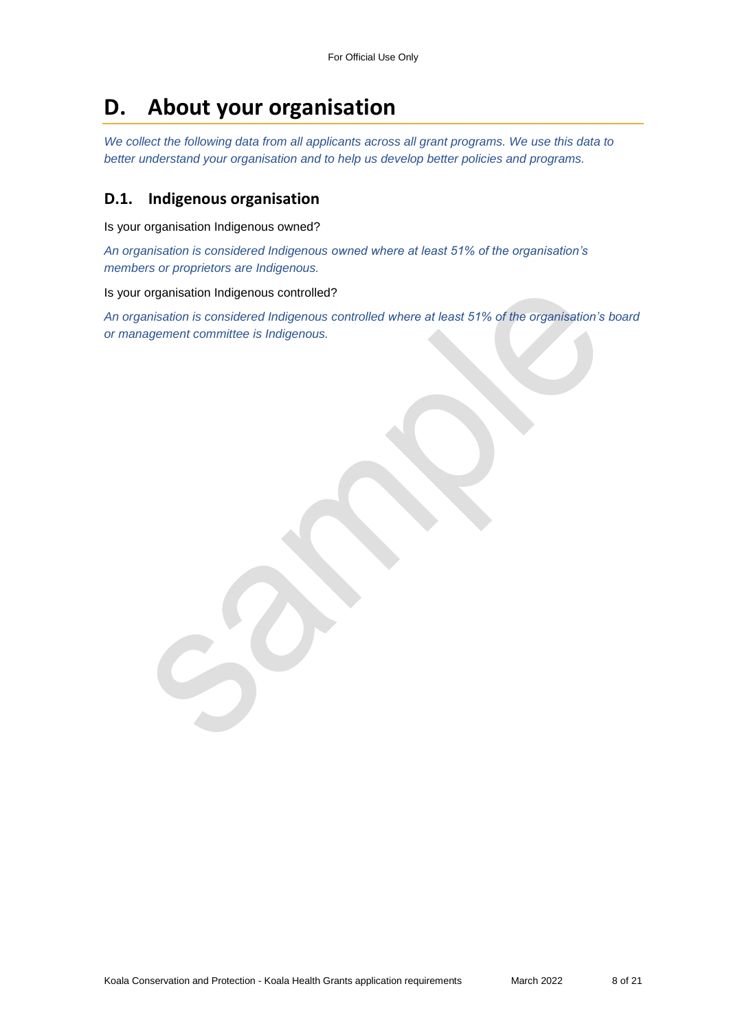# D. About your organisation

*We collect the following data from all applicants across all grant programs. We use this data to better understand your organisation and to help us develop better policies and programs.*

## D.1. Indigenous organisation

Is your organisation Indigenous owned?

*An organisation is considered Indigenous owned where at least 51% of the organisation's members or proprietors are Indigenous.*

Is your organisation Indigenous controlled?

*An organisation is considered Indigenous controlled where at least 51% of the organisation's board or management committee is Indigenous.*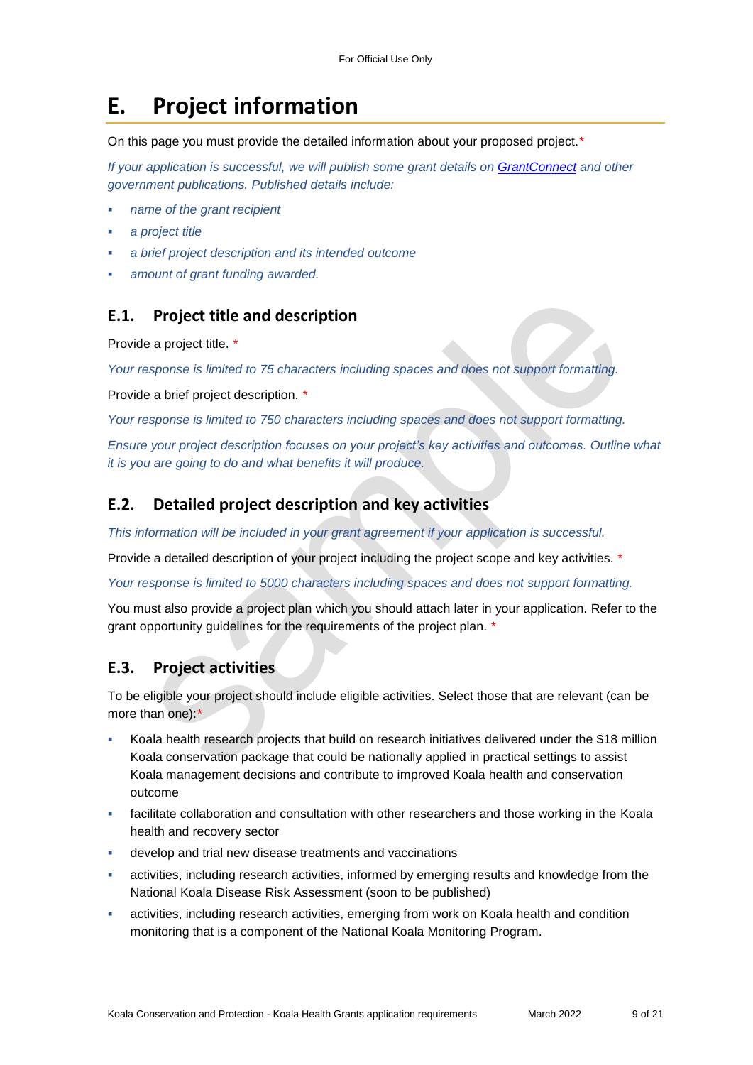# E. Project information

On this page you must provide the detailed information about your proposed project.*

*If your application is successful, we will publish some grant details on [GrantConnect](GrantConnect) and other government publications. Published details include:*

- *name of the grant recipient*
- *a project title*
- *a brief project description and its intended outcome*
- *amount of grant funding awarded.*

## E.1. Project title and description

Provide a project title. *

*Your response is limited to 75 characters including spaces and does not support formatting.*

Provide a brief project description. *

*Your response is limited to 750 characters including spaces and does not support formatting.*

*Ensure your project description focuses on your project's key activities and outcomes. Outline what it is you are going to do and what benefits it will produce.*

## E.2. Detailed project description and key activities

*This information will be included in your grant agreement if your application is successful.*

Provide a detailed description of your project including the project scope and key activities. *

*Your response is limited to 5000 characters including spaces and does not support formatting.*

You must also provide a project plan which you should attach later in your application. Refer to the grant opportunity guidelines for the requirements of the project plan. *

## E.3. Project activities

To be eligible your project should include eligible activities. Select those that are relevant (can be more than one):*

- Koala health research projects that build on research initiatives delivered under the $18 million Koala conservation package that could be nationally applied in practical settings to assist Koala management decisions and contribute to improved Koala health and conservation outcome
- facilitate collaboration and consultation with other researchers and those working in the Koala health and recovery sector
- develop and trial new disease treatments and vaccinations
- activities, including research activities, informed by emerging results and knowledge from the National Koala Disease Risk Assessment (soon to be published)
- activities, including research activities, emerging from work on Koala health and condition monitoring that is a component of the National Koala Monitoring Program.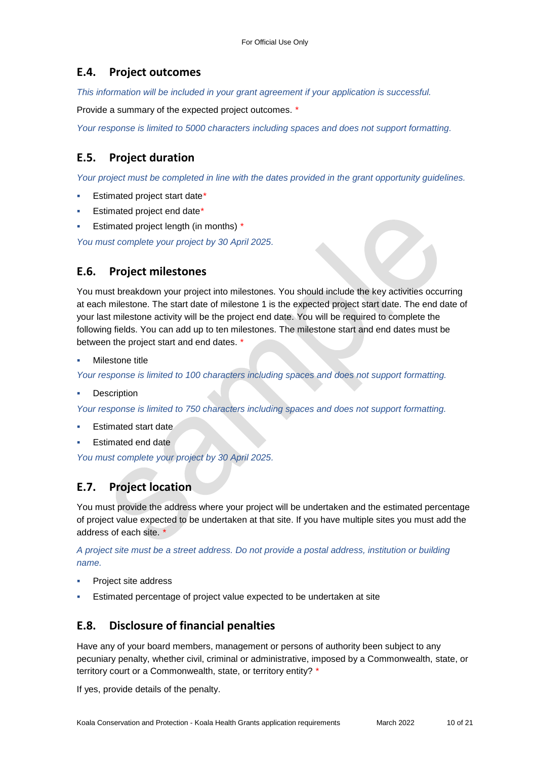## E.4. Project outcomes

*This information will be included in your grant agreement if your application is successful.*

Provide a summary of the expected project outcomes. *

*Your response is limited to 5000 characters including spaces and does not support formatting.*

## E.5. Project duration

*Your project must be completed in line with the dates provided in the grant opportunity guidelines.*

- Estimated project start date*
- Estimated project end date*
- Estimated project length (in months) *

*You must complete your project by 30 April 2025.*

## E.6. Project milestones

You must breakdown your project into milestones. You should include the key activities occurring at each milestone. The start date of milestone 1 is the expected project start date. The end date of your last milestone activity will be the project end date. You will be required to complete the following fields. You can add up to ten milestones. The milestone start and end dates must be between the project start and end dates. *

- Milestone title

*Your response is limited to 100 characters including spaces and does not support formatting.*

- Description

*Your response is limited to 750 characters including spaces and does not support formatting.*

- Estimated start date
- Estimated end date

*You must complete your project by 30 April 2025.*

## E.7. Project location

You must provide the address where your project will be undertaken and the estimated percentage of project value expected to be undertaken at that site. If you have multiple sites you must add the address of each site. *

*A project site must be a street address. Do not provide a postal address, institution or building name.*

- Project site address
- Estimated percentage of project value expected to be undertaken at site

## E.8. Disclosure of financial penalties

Have any of your board members, management or persons of authority been subject to any pecuniary penalty, whether civil, criminal or administrative, imposed by a Commonwealth, state, or territory court or a Commonwealth, state, or territory entity? *

If yes, provide details of the penalty.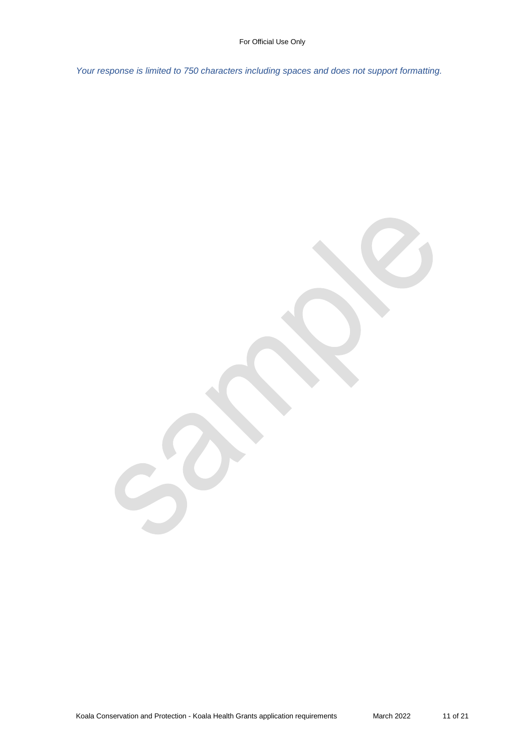*Your response is limited to 750 characters including spaces and does not support formatting.*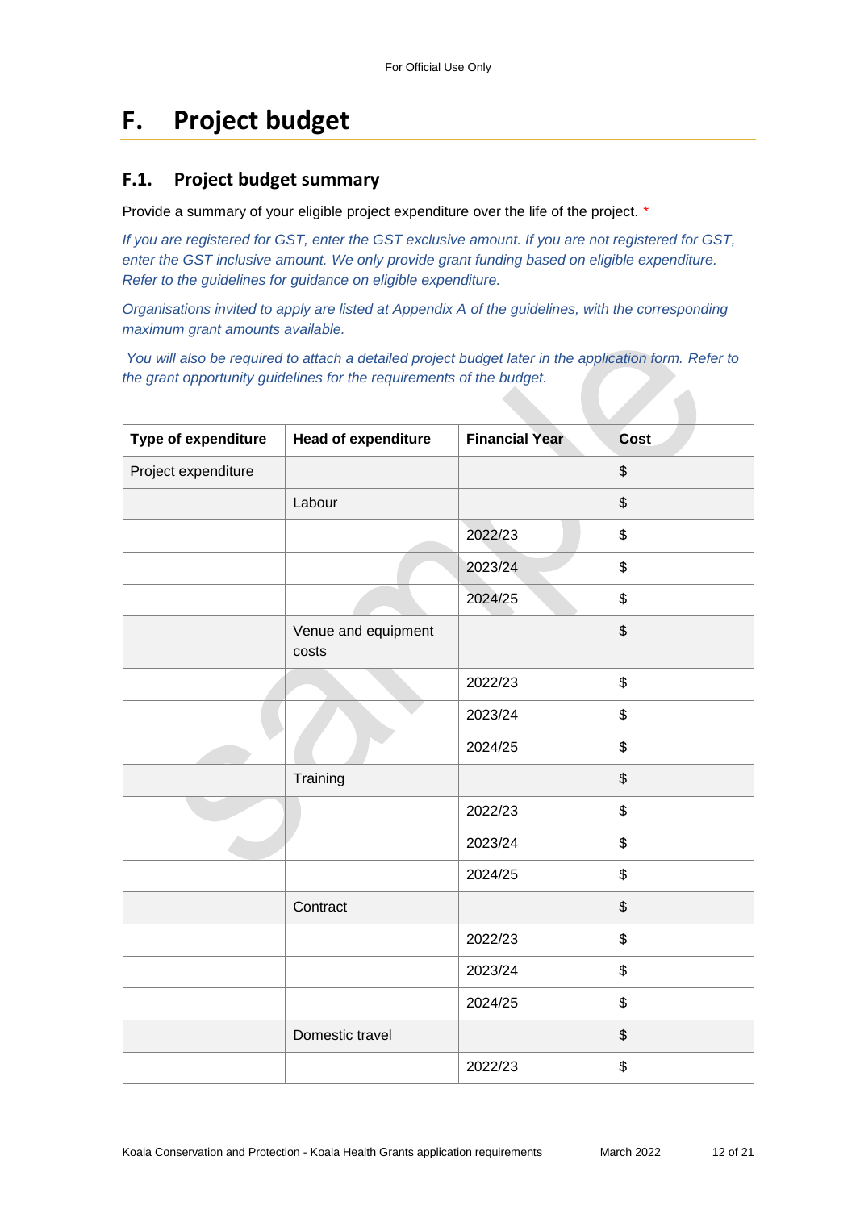# F. Project budget

## F.1. Project budget summary

Provide a summary of your eligible project expenditure over the life of the project. *

*If you are registered for GST, enter the GST exclusive amount. If you are not registered for GST, enter the GST inclusive amount. We only provide grant funding based on eligible expenditure. Refer to the guidelines for guidance on eligible expenditure.*

*Organisations invited to apply are listed at Appendix A of the guidelines, with the corresponding maximum grant amounts available.*

*You will also be required to attach a detailed project budget later in the application form. Refer to the grant opportunity guidelines for the requirements of the budget.*

| Type of expenditure | Head of expenditure | Financial Year | Cost |
|---|---|---|---|
| Project expenditure | | | $ |
| | Labour | | $ |
| | | 2022/23 | $ |
| | | 2023/24 | $ |
| | | 2024/25 | $ |
| | Venue and equipment costs | | $ |
| | | 2022/23 | $ |
| | | 2023/24 | $ |
| | | 2024/25 | $ |
| | Training | | $ |
| | | 2022/23 | $ |
| | | 2023/24 | $ |
| | | 2024/25 | $ |
| | Contract | | $ |
| | | 2022/23 | $ |
| | | 2023/24 | $ |
| | | 2024/25 | $ |
| | Domestic travel | | $ |
| | | 2022/23 | $ |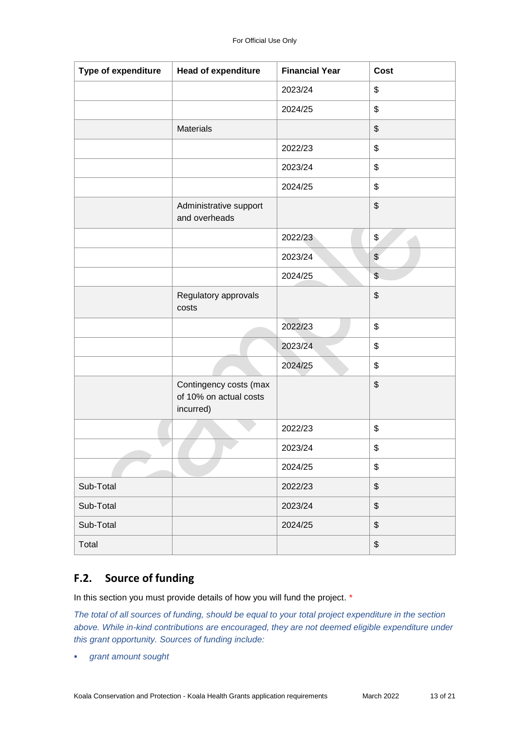| Type of expenditure | Head of expenditure | Financial Year | Cost |
|---|---|---|---|
| | | 2023/24 | $ |
| | | 2024/25 | $ |
| | Materials | | $ |
| | | 2022/23 | $ |
| | | 2023/24 | $ |
| | | 2024/25 | $ |
| | Administrative support and overheads | | $ |
| | | 2022/23 | $ |
| | | 2023/24 | $ |
| | | 2024/25 | $ |
| | Regulatory approvals costs | | $ |
| | | 2022/23 | $ |
| | | 2023/24 | $ |
| | | 2024/25 | $ |
| | Contingency costs (max of 10% on actual costs incurred) | | $ |
| | | 2022/23 | $ |
| | | 2023/24 | $ |
| | | 2024/25 | $ |
| Sub-Total | | 2022/23 | $ |
| Sub-Total | | 2023/24 | $ |
| Sub-Total | | 2024/25 | $ |
| Total | | | $ |

## F.2. Source of funding

In this section you must provide details of how you will fund the project. *

*The total of all sources of funding, should be equal to your total project expenditure in the section above. While in-kind contributions are encouraged, they are not deemed eligible expenditure under this grant opportunity. Sources of funding include:*

- *grant amount sought*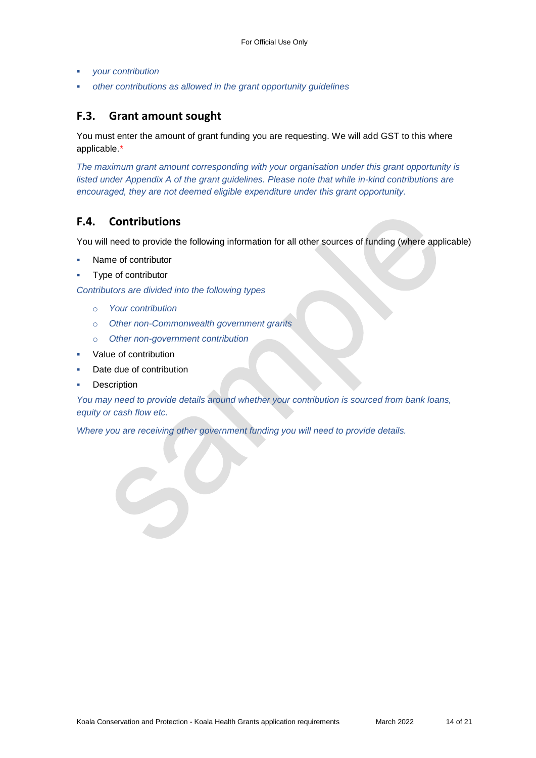- *your contribution*
- *other contributions as allowed in the grant opportunity guidelines*

## F.3. Grant amount sought

You must enter the amount of grant funding you are requesting. We will add GST to this where applicable.*

*The maximum grant amount corresponding with your organisation under this grant opportunity is listed under Appendix A of the grant guidelines. Please note that while in-kind contributions are encouraged, they are not deemed eligible expenditure under this grant opportunity.*

## F.4. Contributions

You will need to provide the following information for all other sources of funding (where applicable)

- Name of contributor
- Type of contributor

*Contributors are divided into the following types*

  - *Your contribution*
  - *Other non-Commonwealth government grants*
  - *Other non-government contribution*

- Value of contribution
- Date due of contribution
- Description

*You may need to provide details around whether your contribution is sourced from bank loans, equity or cash flow etc.*

*Where you are receiving other government funding you will need to provide details.*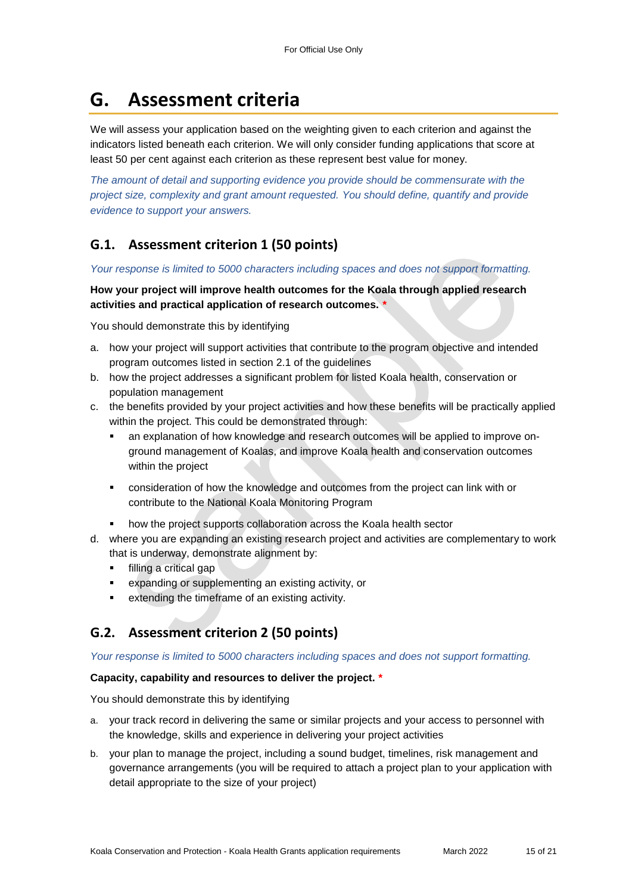# G. Assessment criteria

We will assess your application based on the weighting given to each criterion and against the indicators listed beneath each criterion. We will only consider funding applications that score at least 50 per cent against each criterion as these represent best value for money.

*The amount of detail and supporting evidence you provide should be commensurate with the project size, complexity and grant amount requested. You should define, quantify and provide evidence to support your answers.*

## G.1. Assessment criterion 1 (50 points)

*Your response is limited to 5000 characters including spaces and does not support formatting.*

**How your project will improve health outcomes for the Koala through applied research activities and practical application of research outcomes.** *

You should demonstrate this by identifying

a. how your project will support activities that contribute to the program objective and intended program outcomes listed in section 2.1 of the guidelines
b. how the project addresses a significant problem for listed Koala health, conservation or population management
c. the benefits provided by your project activities and how these benefits will be practically applied within the project. This could be demonstrated through:
   - an explanation of how knowledge and research outcomes will be applied to improve on-ground management of Koalas, and improve Koala health and conservation outcomes within the project
   - consideration of how the knowledge and outcomes from the project can link with or contribute to the National Koala Monitoring Program
   - how the project supports collaboration across the Koala health sector
d. where you are expanding an existing research project and activities are complementary to work that is underway, demonstrate alignment by:
   - filling a critical gap
   - expanding or supplementing an existing activity, or
   - extending the timeframe of an existing activity.

## G.2. Assessment criterion 2 (50 points)

*Your response is limited to 5000 characters including spaces and does not support formatting.*

**Capacity, capability and resources to deliver the project.** *

You should demonstrate this by identifying

a. your track record in delivering the same or similar projects and your access to personnel with the knowledge, skills and experience in delivering your project activities
b. your plan to manage the project, including a sound budget, timelines, risk management and governance arrangements (you will be required to attach a project plan to your application with detail appropriate to the size of your project)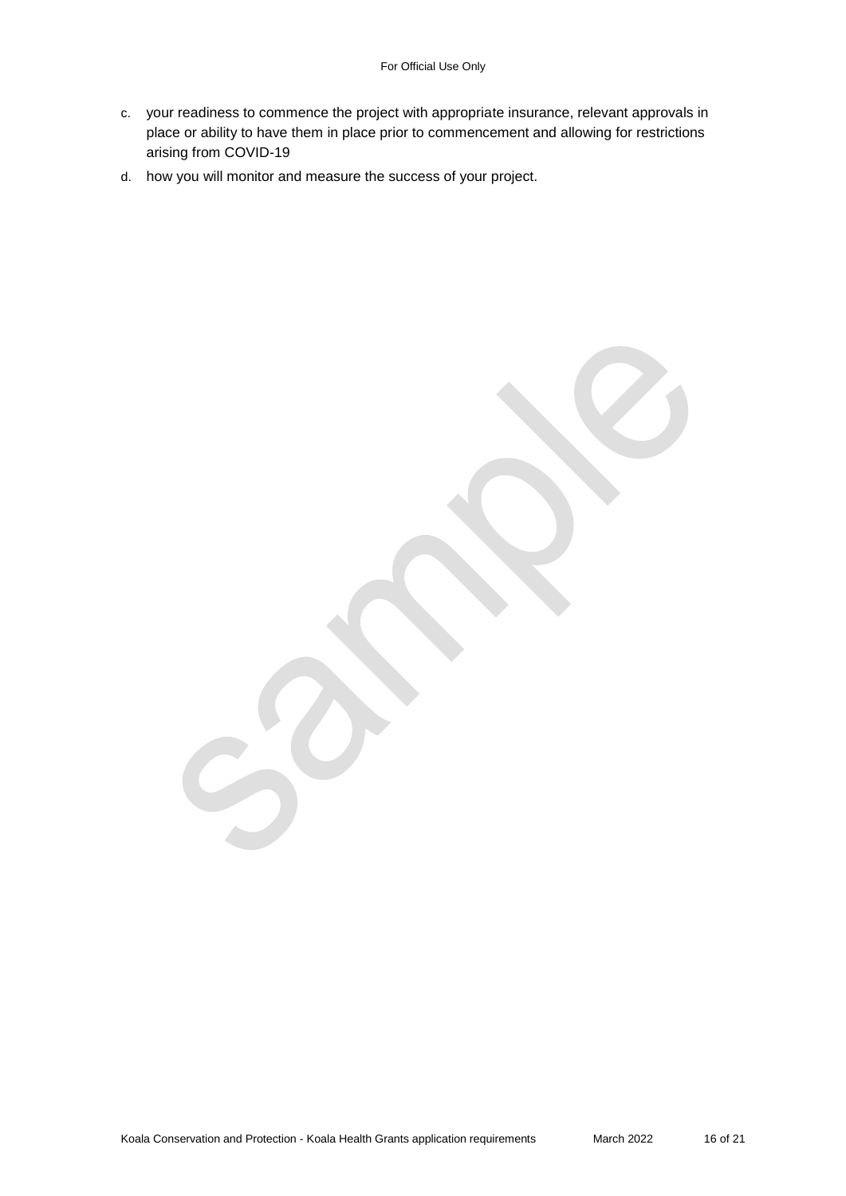c. your readiness to commence the project with appropriate insurance, relevant approvals in place or ability to have them in place prior to commencement and allowing for restrictions arising from COVID-19
d. how you will monitor and measure the success of your project.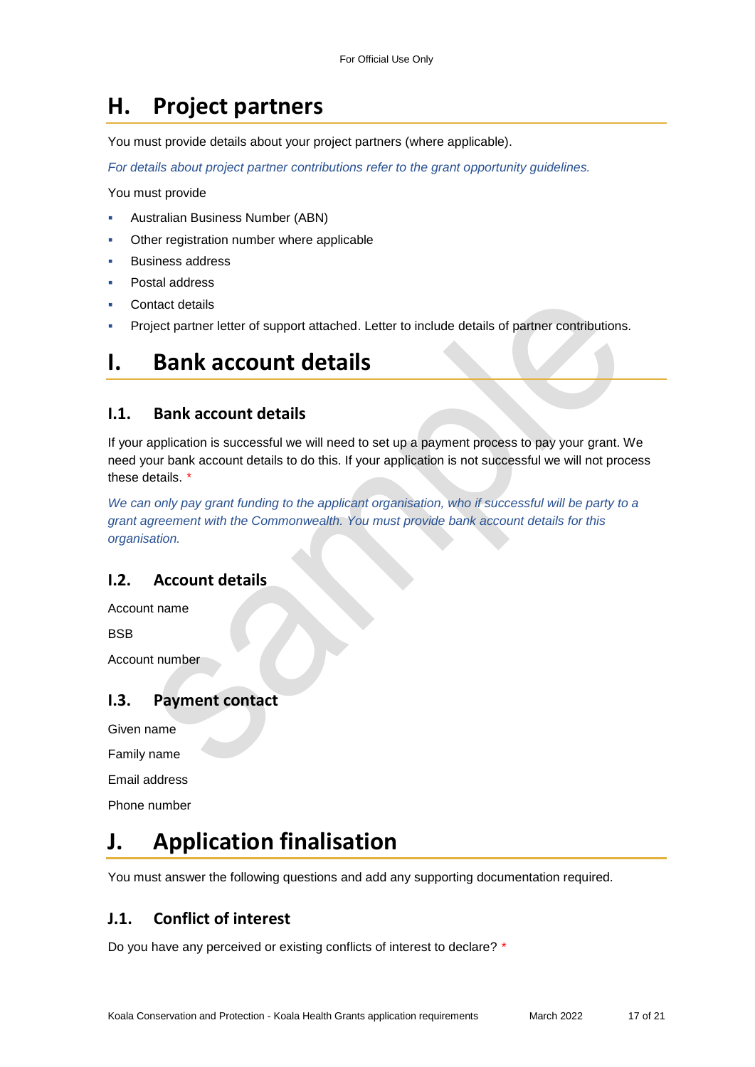# H. Project partners

You must provide details about your project partners (where applicable).

*For details about project partner contributions refer to the grant opportunity guidelines.*

You must provide

- Australian Business Number (ABN)
- Other registration number where applicable
- Business address
- Postal address
- Contact details
- Project partner letter of support attached. Letter to include details of partner contributions.

# I. Bank account details

## I.1. Bank account details

If your application is successful we will need to set up a payment process to pay your grant. We need your bank account details to do this. If your application is not successful we will not process these details. *

*We can only pay grant funding to the applicant organisation, who if successful will be party to a grant agreement with the Commonwealth. You must provide bank account details for this organisation.*

## I.2. Account details

Account name

BSB

Account number

## I.3. Payment contact

Given name

Family name

Email address

Phone number

# J. Application finalisation

You must answer the following questions and add any supporting documentation required.

## J.1. Conflict of interest

Do you have any perceived or existing conflicts of interest to declare? *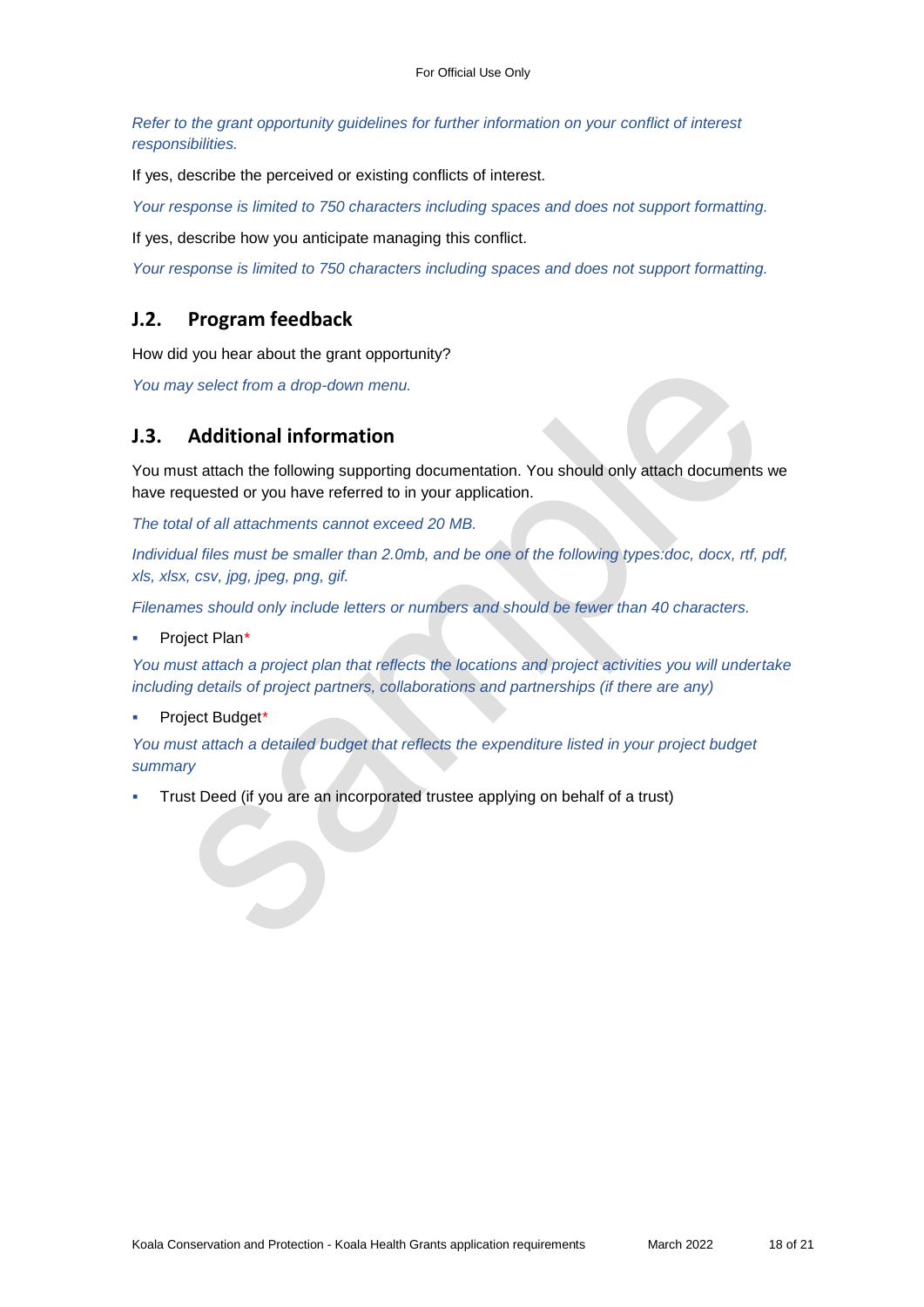*Refer to the grant opportunity guidelines for further information on your conflict of interest responsibilities.*

If yes, describe the perceived or existing conflicts of interest.

*Your response is limited to 750 characters including spaces and does not support formatting.*

If yes, describe how you anticipate managing this conflict.

*Your response is limited to 750 characters including spaces and does not support formatting.*

## J.2. Program feedback

How did you hear about the grant opportunity?

*You may select from a drop-down menu.*

## J.3. Additional information

You must attach the following supporting documentation. You should only attach documents we have requested or you have referred to in your application.

*The total of all attachments cannot exceed 20 MB.*

*Individual files must be smaller than 2.0mb, and be one of the following types:doc, docx, rtf, pdf, xls, xlsx, csv, jpg, jpeg, png, gif.*

*Filenames should only include letters or numbers and should be fewer than 40 characters.*

- Project Plan*

*You must attach a project plan that reflects the locations and project activities you will undertake including details of project partners, collaborations and partnerships (if there are any)*

- Project Budget*

*You must attach a detailed budget that reflects the expenditure listed in your project budget summary*

- Trust Deed (if you are an incorporated trustee applying on behalf of a trust)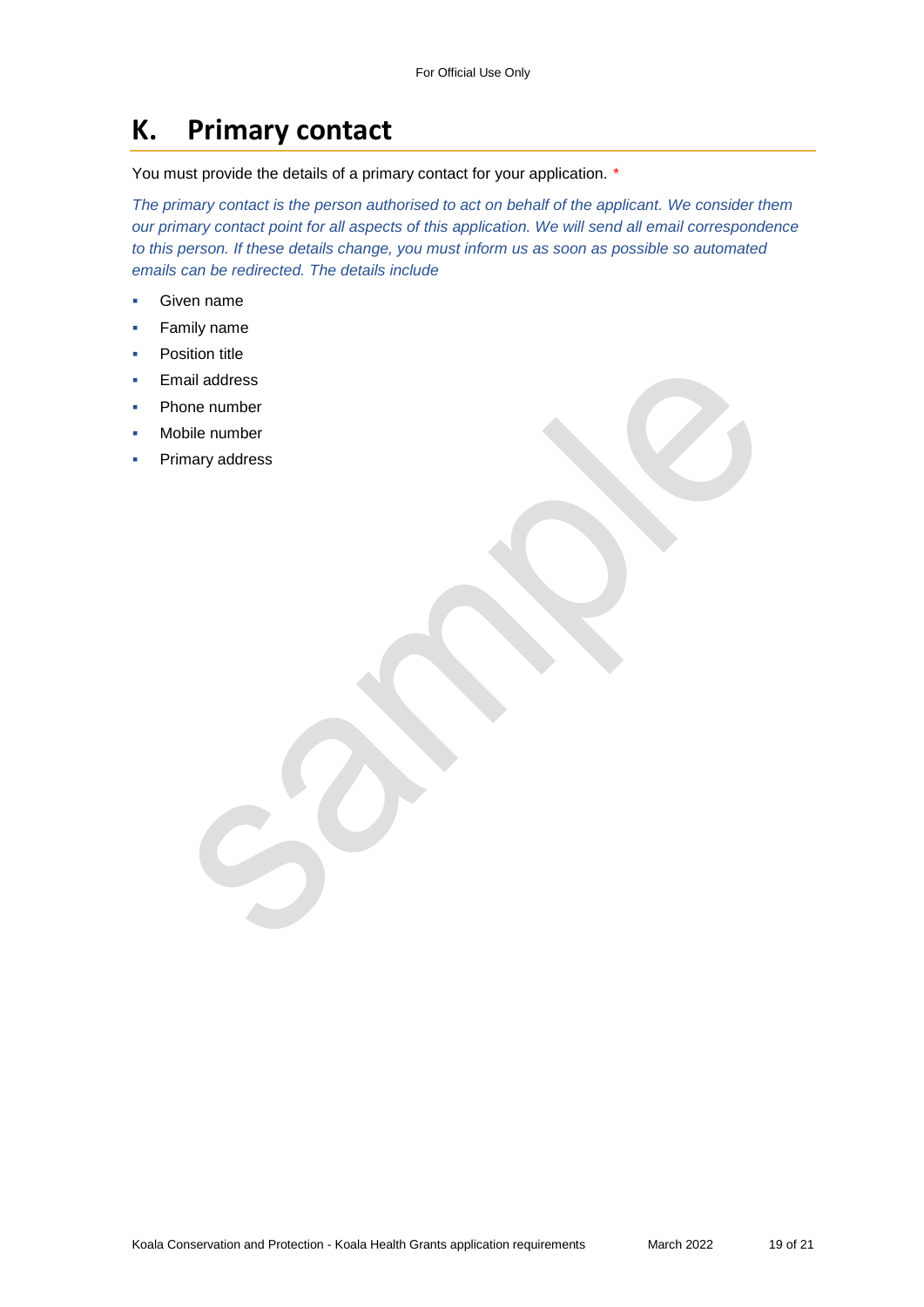# K. Primary contact

You must provide the details of a primary contact for your application. *

*The primary contact is the person authorised to act on behalf of the applicant. We consider them our primary contact point for all aspects of this application. We will send all email correspondence to this person. If these details change, you must inform us as soon as possible so automated emails can be redirected. The details include*

- Given name
- Family name
- Position title
- Email address
- Phone number
- Mobile number
- Primary address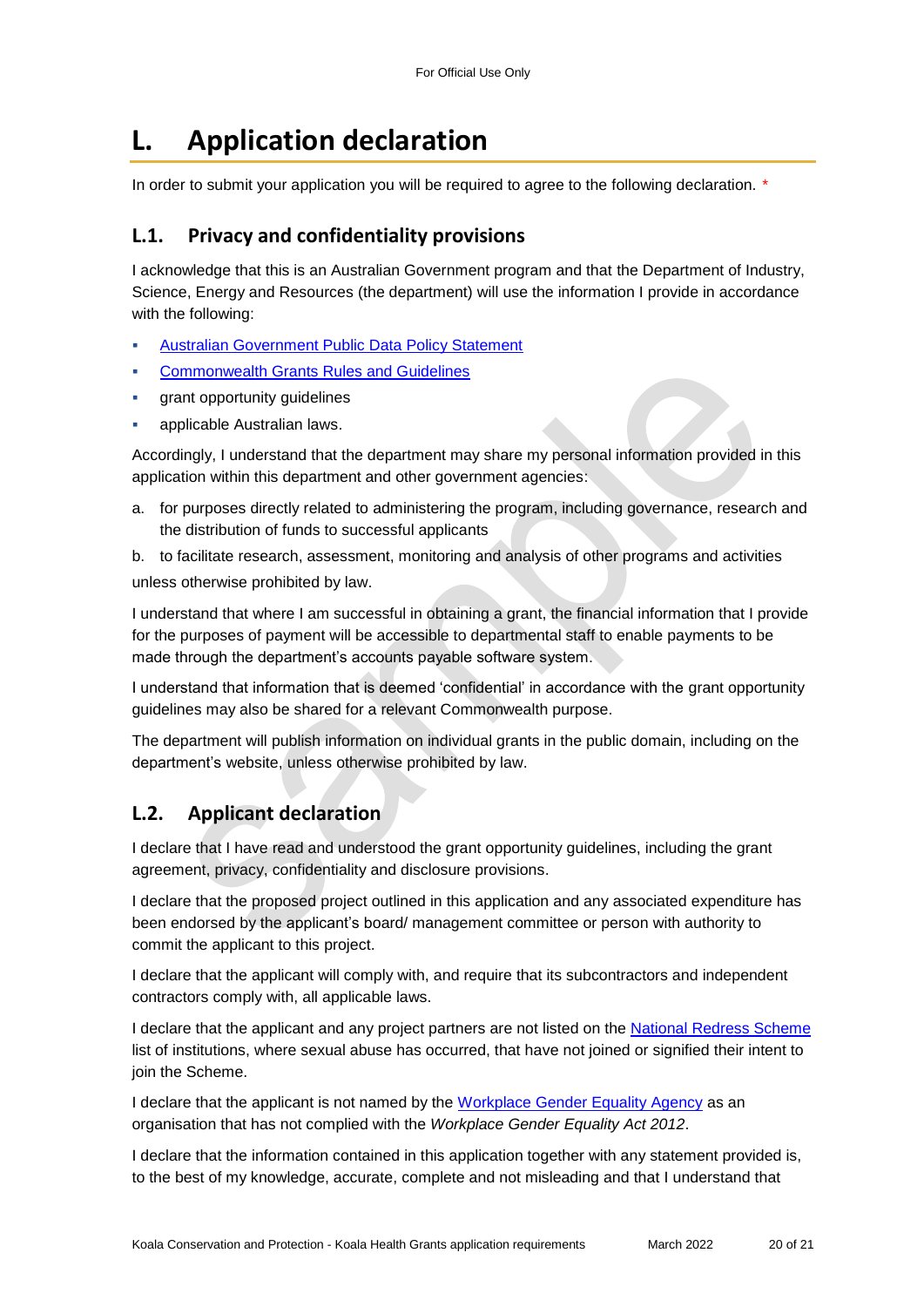# L. Application declaration

In order to submit your application you will be required to agree to the following declaration. *

## L.1. Privacy and confidentiality provisions

I acknowledge that this is an Australian Government program and that the Department of Industry, Science, Energy and Resources (the department) will use the information I provide in accordance with the following:

- Australian Government Public Data Policy Statement
- Commonwealth Grants Rules and Guidelines
- grant opportunity guidelines
- applicable Australian laws.

Accordingly, I understand that the department may share my personal information provided in this application within this department and other government agencies:

a. for purposes directly related to administering the program, including governance, research and the distribution of funds to successful applicants

b. to facilitate research, assessment, monitoring and analysis of other programs and activities

unless otherwise prohibited by law.

I understand that where I am successful in obtaining a grant, the financial information that I provide for the purposes of payment will be accessible to departmental staff to enable payments to be made through the department's accounts payable software system.

I understand that information that is deemed 'confidential' in accordance with the grant opportunity guidelines may also be shared for a relevant Commonwealth purpose.

The department will publish information on individual grants in the public domain, including on the department's website, unless otherwise prohibited by law.

## L.2. Applicant declaration

I declare that I have read and understood the grant opportunity guidelines, including the grant agreement, privacy, confidentiality and disclosure provisions.

I declare that the proposed project outlined in this application and any associated expenditure has been endorsed by the applicant's board/ management committee or person with authority to commit the applicant to this project.

I declare that the applicant will comply with, and require that its subcontractors and independent contractors comply with, all applicable laws.

I declare that the applicant and any project partners are not listed on the National Redress Scheme list of institutions, where sexual abuse has occurred, that have not joined or signified their intent to join the Scheme.

I declare that the applicant is not named by the Workplace Gender Equality Agency as an organisation that has not complied with the *Workplace Gender Equality Act 2012*.

I declare that the information contained in this application together with any statement provided is, to the best of my knowledge, accurate, complete and not misleading and that I understand that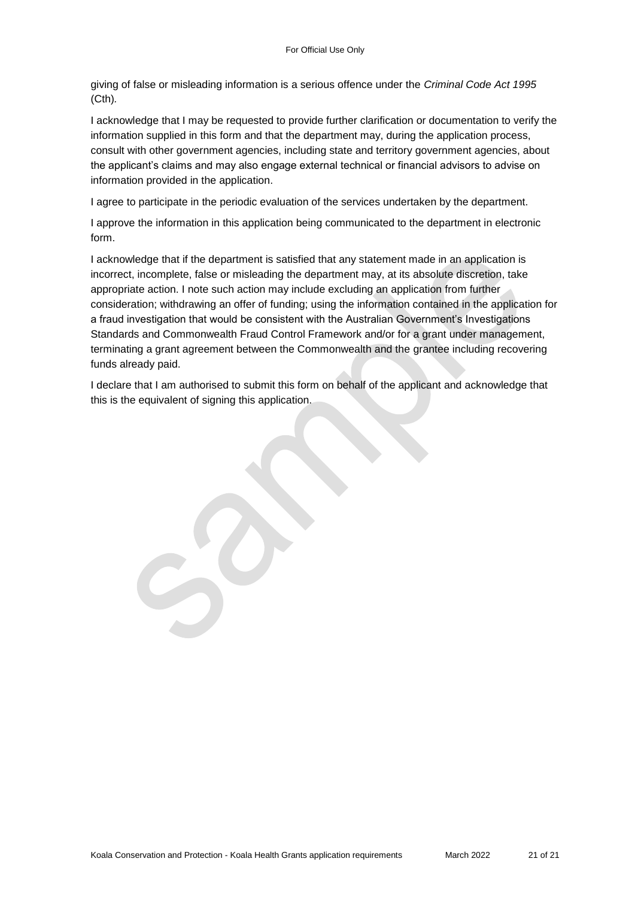giving of false or misleading information is a serious offence under the *Criminal Code Act 1995* (Cth).

I acknowledge that I may be requested to provide further clarification or documentation to verify the information supplied in this form and that the department may, during the application process, consult with other government agencies, including state and territory government agencies, about the applicant's claims and may also engage external technical or financial advisors to advise on information provided in the application.

I agree to participate in the periodic evaluation of the services undertaken by the department.

I approve the information in this application being communicated to the department in electronic form.

I acknowledge that if the department is satisfied that any statement made in an application is incorrect, incomplete, false or misleading the department may, at its absolute discretion, take appropriate action. I note such action may include excluding an application from further consideration; withdrawing an offer of funding; using the information contained in the application for a fraud investigation that would be consistent with the Australian Government's Investigations Standards and Commonwealth Fraud Control Framework and/or for a grant under management, terminating a grant agreement between the Commonwealth and the grantee including recovering funds already paid.

I declare that I am authorised to submit this form on behalf of the applicant and acknowledge that this is the equivalent of signing this application.